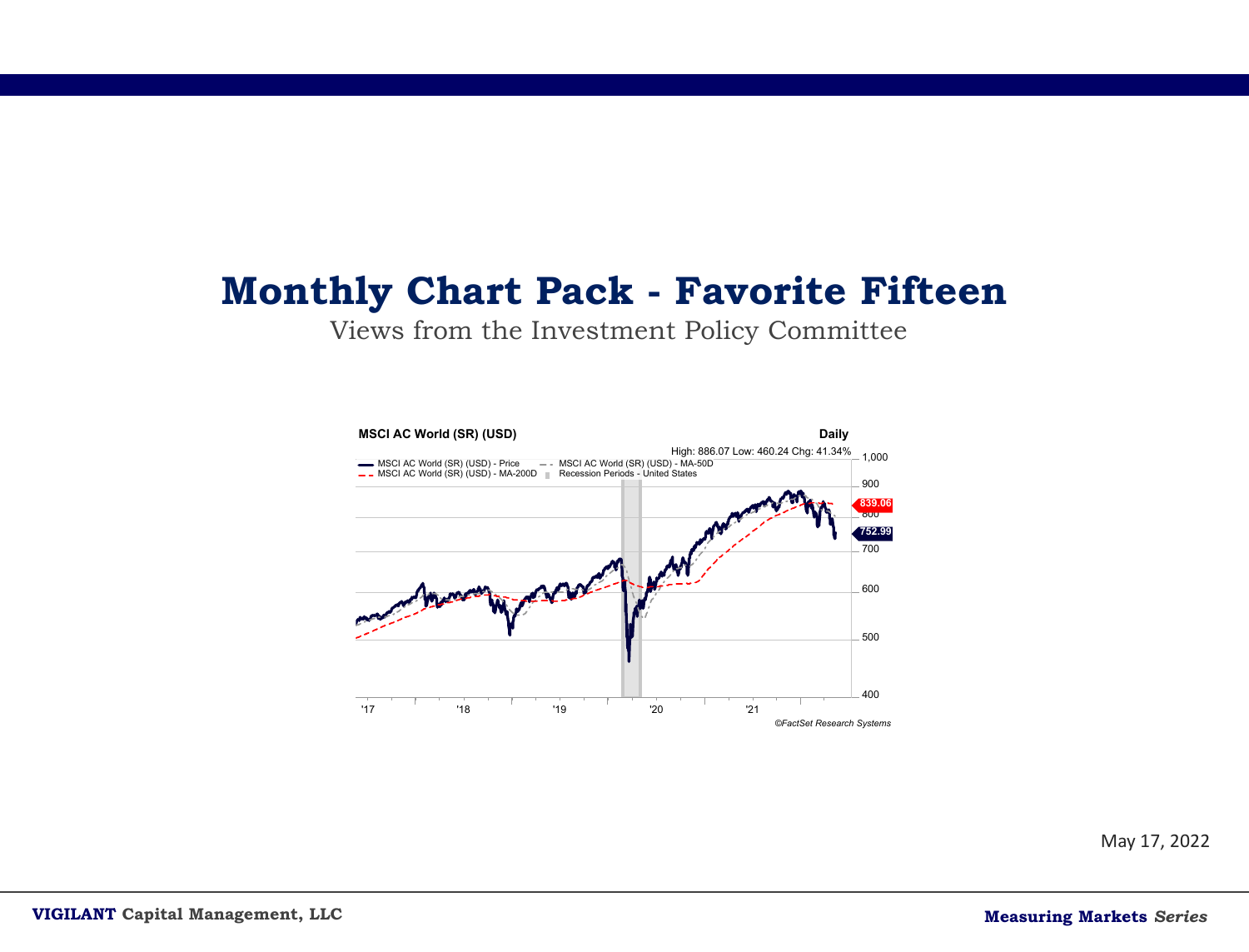# Monthly Chart Pack - Favorite Fifteen

Views from the Investment Policy Committee

**MSCI AC World (SR) (USD)** **Daily**

High: 886.07 Low: 460.24 Chg: 41.34%

- MSCI AC World (SR) (USD) - Price
- MSCI AC World (SR) (USD) - MA-50D
- MSCI AC World (SR) (USD) - MA-200D
- Recession Periods - United States

839.06

752.99

'17 '18 '19 '20 '21

*©FactSet Research Systems*

May 17, 2022

**VIGILANT** Capital Management, LLC

**Measuring Markets** ***Series***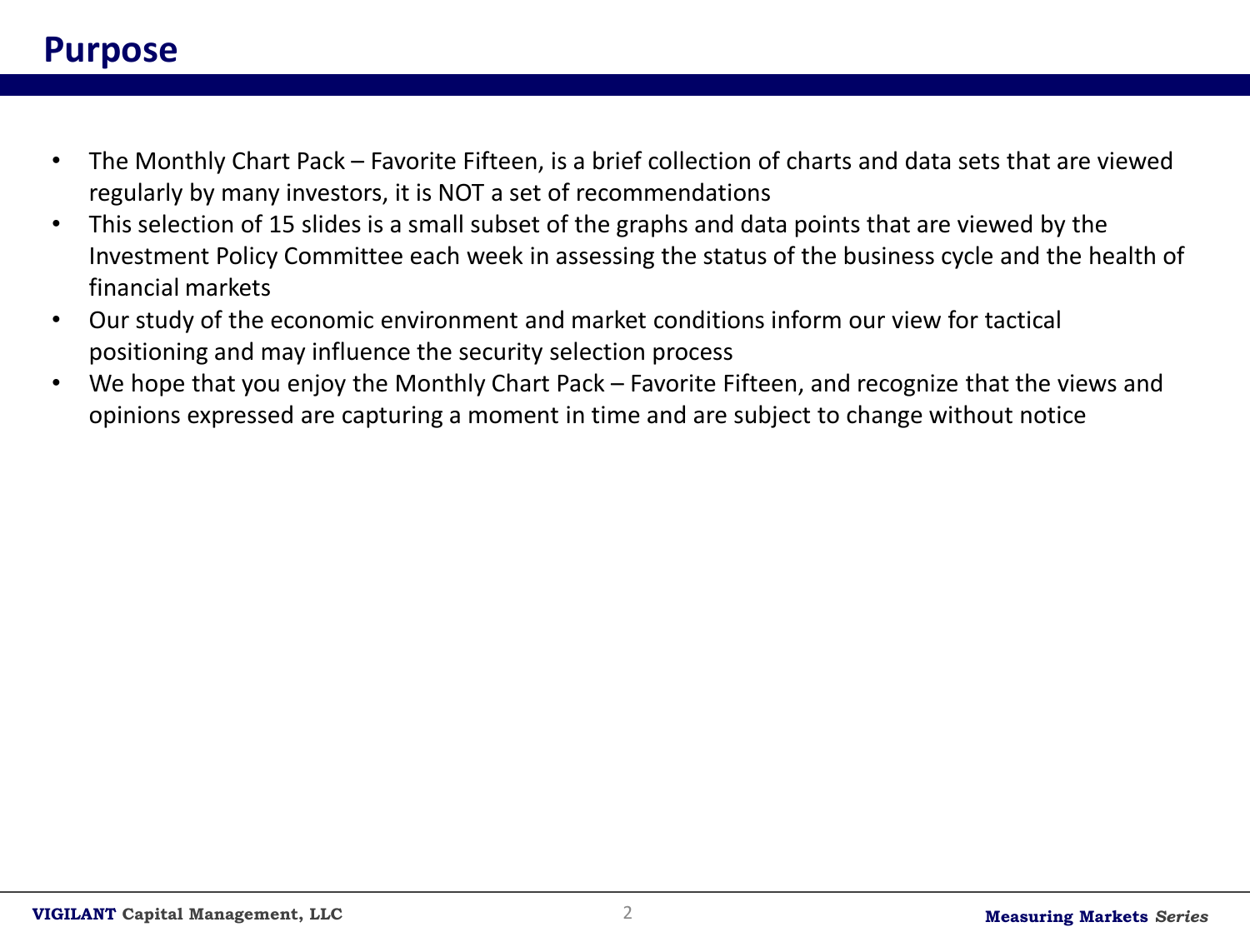# Purpose

- The Monthly Chart Pack – Favorite Fifteen, is a brief collection of charts and data sets that are viewed regularly by many investors, it is NOT a set of recommendations
- This selection of 15 slides is a small subset of the graphs and data points that are viewed by the Investment Policy Committee each week in assessing the status of the business cycle and the health of financial markets
- Our study of the economic environment and market conditions inform our view for tactical positioning and may influence the security selection process
- We hope that you enjoy the Monthly Chart Pack – Favorite Fifteen, and recognize that the views and opinions expressed are capturing a moment in time and are subject to change without notice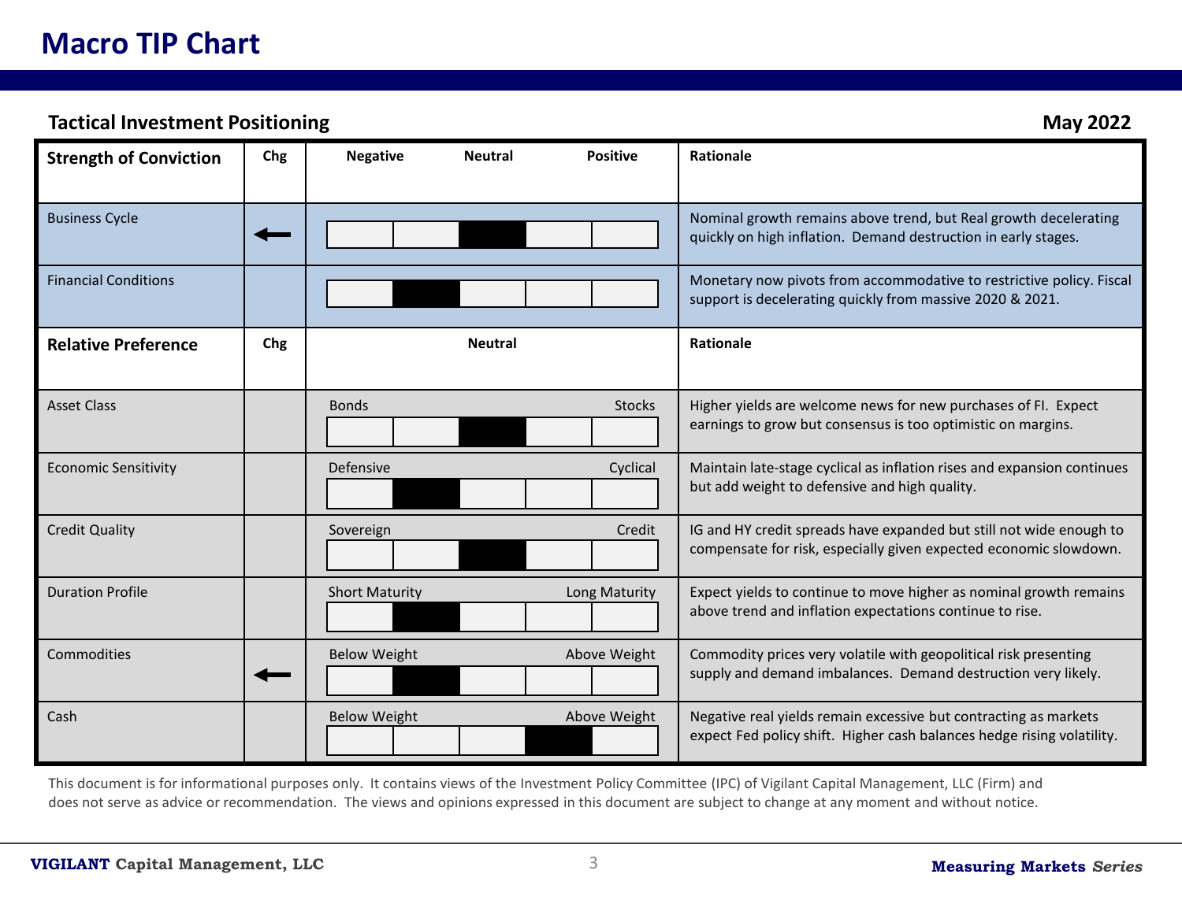# Macro TIP Chart

## Tactical Investment Positioning

**May 2022**

| Strength of Conviction | Chg | Negative / Neutral / Positive | Rationale |
|---|---|---|---|
| Business Cycle | ← | Position 3 of 5 (Neutral) | Nominal growth remains above trend, but Real growth decelerating quickly on high inflation. Demand destruction in early stages. |
| Financial Conditions | | Position 2 of 5 | Monetary now pivots from accommodative to restrictive policy. Fiscal support is decelerating quickly from massive 2020 & 2021. |

| Relative Preference | Chg | Neutral | Rationale |
|---|---|---|---|
| Asset Class | | Bonds — Stocks: Position 3 of 5 (Neutral) | Higher yields are welcome news for new purchases of FI. Expect earnings to grow but consensus is too optimistic on margins. |
| Economic Sensitivity | | Defensive — Cyclical: Position 2 of 5 | Maintain late-stage cyclical as inflation rises and expansion continues but add weight to defensive and high quality. |
| Credit Quality | | Sovereign — Credit: Position 3 of 5 (Neutral) | IG and HY credit spreads have expanded but still not wide enough to compensate for risk, especially given expected economic slowdown. |
| Duration Profile | | Short Maturity — Long Maturity: Position 2 of 5 | Expect yields to continue to move higher as nominal growth remains above trend and inflation expectations continue to rise. |
| Commodities | ← | Below Weight — Above Weight: Position 2 of 5 | Commodity prices very volatile with geopolitical risk presenting supply and demand imbalances. Demand destruction very likely. |
| Cash | | Below Weight — Above Weight: Position 4 of 5 | Negative real yields remain excessive but contracting as markets expect Fed policy shift. Higher cash balances hedge rising volatility. |

This document is for informational purposes only. It contains views of the Investment Policy Committee (IPC) of Vigilant Capital Management, LLC (Firm) and does not serve as advice or recommendation. The views and opinions expressed in this document are subject to change at any moment and without notice.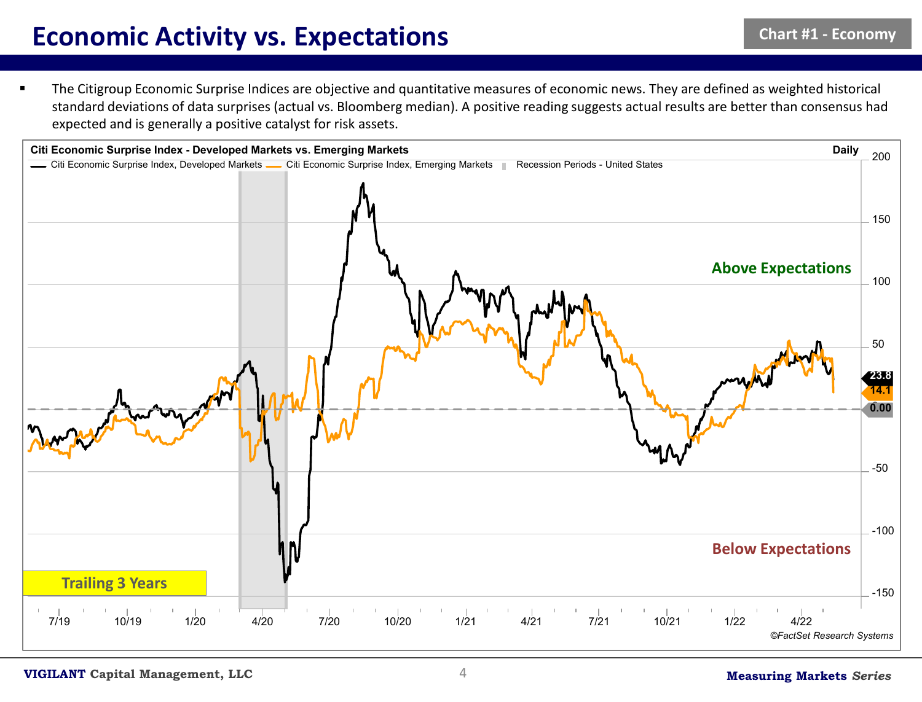# Economic Activity vs. Expectations

Chart #1 - Economy

- The Citigroup Economic Surprise Indices are objective and quantitative measures of economic news. They are defined as weighted historical standard deviations of data surprises (actual vs. Bloomberg median). A positive reading suggests actual results are better than consensus had expected and is generally a positive catalyst for risk assets.

**Citi Economic Surprise Index - Developed Markets vs. Emerging Markets** Daily

Citi Economic Surprise Index, Developed Markets — Citi Economic Surprise Index, Emerging Markets — Recession Periods - United States

Above Expectations

Below Expectations

Trailing 3 Years

23.8
14.1
0.00

200, 150, 100, 50, -50, -100, -150

7/19, 10/19, 1/20, 4/20, 7/20, 10/20, 1/21, 4/21, 7/21, 10/21, 1/22, 4/22

©FactSet Research Systems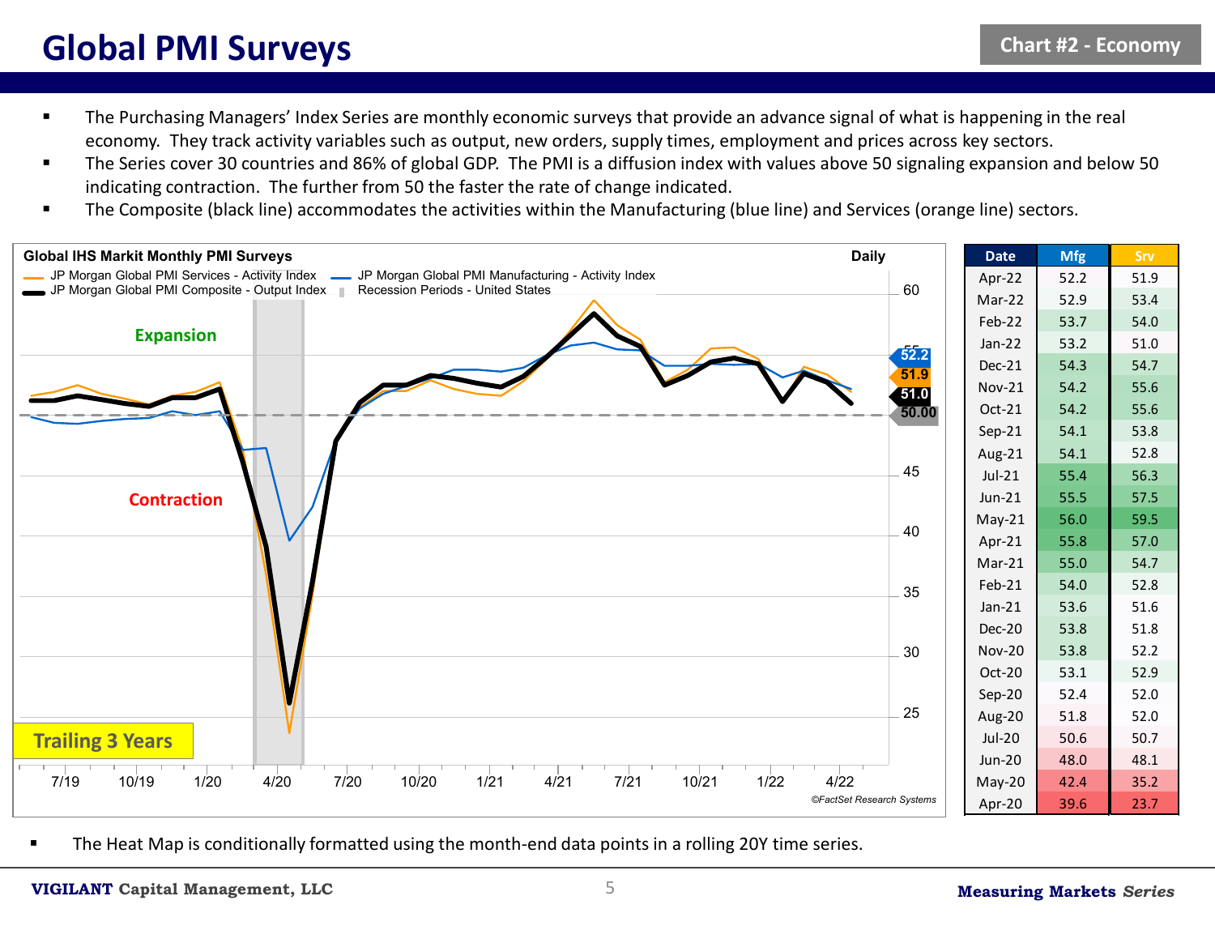# Global PMI Surveys

Chart #2 - Economy

- The Purchasing Managers' Index Series are monthly economic surveys that provide an advance signal of what is happening in the real economy. They track activity variables such as output, new orders, supply times, employment and prices across key sectors.
- The Series cover 30 countries and 86% of global GDP. The PMI is a diffusion index with values above 50 signaling expansion and below 50 indicating contraction. The further from 50 the faster the rate of change indicated.
- The Composite (black line) accommodates the activities within the Manufacturing (blue line) and Services (orange line) sectors.

**Global IHS Markit Monthly PMI Surveys** — Daily

JP Morgan Global PMI Services - Activity Index; JP Morgan Global PMI Manufacturing - Activity Index; JP Morgan Global PMI Composite - Output Index; Recession Periods - United States

Expansion / Contraction

Latest values: 52.2, 51.9, 51.0, 50.00

Trailing 3 Years

©FactSet Research Systems

| Date | Mfg | Srv |
|---|---|---|
| Apr-22 | 52.2 | 51.9 |
| Mar-22 | 52.9 | 53.4 |
| Feb-22 | 53.7 | 54.0 |
| Jan-22 | 53.2 | 51.0 |
| Dec-21 | 54.3 | 54.7 |
| Nov-21 | 54.2 | 55.6 |
| Oct-21 | 54.2 | 55.6 |
| Sep-21 | 54.1 | 53.8 |
| Aug-21 | 54.1 | 52.8 |
| Jul-21 | 55.4 | 56.3 |
| Jun-21 | 55.5 | 57.5 |
| May-21 | 56.0 | 59.5 |
| Apr-21 | 55.8 | 57.0 |
| Mar-21 | 55.0 | 54.7 |
| Feb-21 | 54.0 | 52.8 |
| Jan-21 | 53.6 | 51.6 |
| Dec-20 | 53.8 | 51.8 |
| Nov-20 | 53.8 | 52.2 |
| Oct-20 | 53.1 | 52.9 |
| Sep-20 | 52.4 | 52.0 |
| Aug-20 | 51.8 | 52.0 |
| Jul-20 | 50.6 | 50.7 |
| Jun-20 | 48.0 | 48.1 |
| May-20 | 42.4 | 35.2 |
| Apr-20 | 39.6 | 23.7 |

- The Heat Map is conditionally formatted using the month-end data points in a rolling 20Y time series.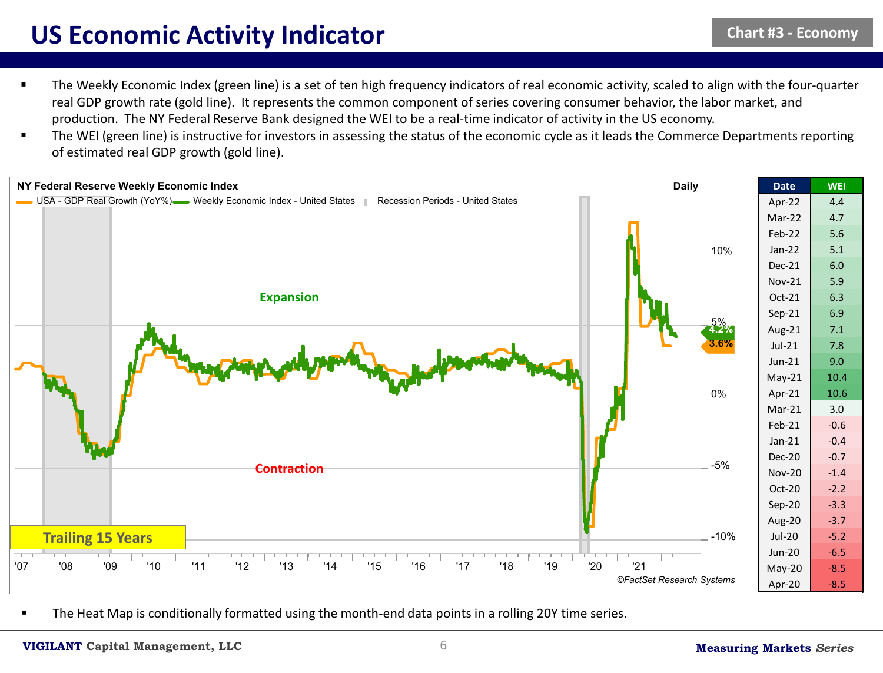# US Economic Activity Indicator

Chart #3 - Economy

- The Weekly Economic Index (green line) is a set of ten high frequency indicators of real economic activity, scaled to align with the four-quarter real GDP growth rate (gold line). It represents the common component of series covering consumer behavior, the labor market, and production. The NY Federal Reserve Bank designed the WEI to be a real-time indicator of activity in the US economy.
- The WEI (green line) is instructive for investors in assessing the status of the economic cycle as it leads the Commerce Departments reporting of estimated real GDP growth (gold line).

**NY Federal Reserve Weekly Economic Index** — Daily

USA - GDP Real Growth (YoY%) | Weekly Economic Index - United States | Recession Periods - United States

Expansion

Contraction

Trailing 15 Years

4.2% 3.6%

©FactSet Research Systems

| Date | WEI |
|---|---|
| Apr-22 | 4.4 |
| Mar-22 | 4.7 |
| Feb-22 | 5.6 |
| Jan-22 | 5.1 |
| Dec-21 | 6.0 |
| Nov-21 | 5.9 |
| Oct-21 | 6.3 |
| Sep-21 | 6.9 |
| Aug-21 | 7.1 |
| Jul-21 | 7.8 |
| Jun-21 | 9.0 |
| May-21 | 10.4 |
| Apr-21 | 10.6 |
| Mar-21 | 3.0 |
| Feb-21 | -0.6 |
| Jan-21 | -0.4 |
| Dec-20 | -0.7 |
| Nov-20 | -1.4 |
| Oct-20 | -2.2 |
| Sep-20 | -3.3 |
| Aug-20 | -3.7 |
| Jul-20 | -5.2 |
| Jun-20 | -6.5 |
| May-20 | -8.5 |
| Apr-20 | -8.5 |

- The Heat Map is conditionally formatted using the month-end data points in a rolling 20Y time series.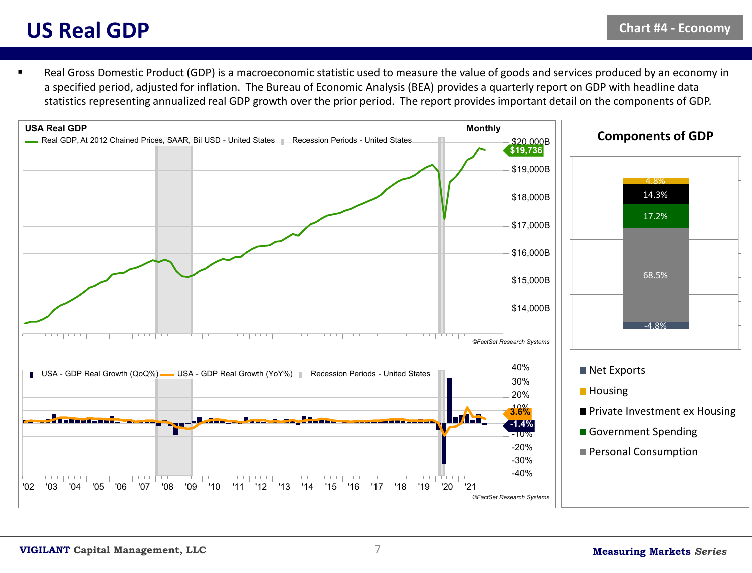# US Real GDP

Chart #4 - Economy

- Real Gross Domestic Product (GDP) is a macroeconomic statistic used to measure the value of goods and services produced by an economy in a specified period, adjusted for inflation. The Bureau of Economic Analysis (BEA) provides a quarterly report on GDP with headline data statistics representing annualized real GDP growth over the prior period. The report provides important detail on the components of GDP.

**USA Real GDP** — Monthly

Real GDP, At 2012 Chained Prices, SAAR, Bil USD - United States | Recession Periods - United States

$19,736

©FactSet Research Systems

USA - GDP Real Growth (QoQ%) | USA - GDP Real Growth (YoY%) | Recession Periods - United States

3.6% | -1.4%

©FactSet Research Systems

**Components of GDP**

| Component | Share |
|---|---|
| Housing | 4.8% |
| Private Investment ex Housing | 14.3% |
| Government Spending | 17.2% |
| Personal Consumption | 68.5% |
| Net Exports | -4.8% |

**VIGILANT** Capital Management, LLC

**Measuring Markets** ***Series***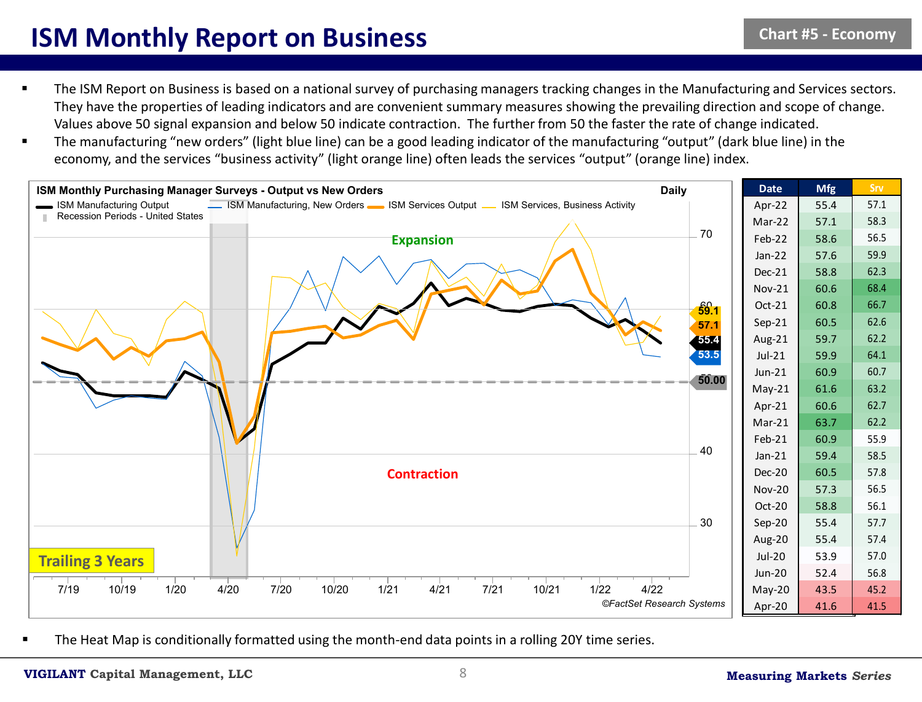# ISM Monthly Report on Business

Chart #5 - Economy

- The ISM Report on Business is based on a national survey of purchasing managers tracking changes in the Manufacturing and Services sectors. They have the properties of leading indicators and are convenient summary measures showing the prevailing direction and scope of change. Values above 50 signal expansion and below 50 indicate contraction. The further from 50 the faster the rate of change indicated.
- The manufacturing "new orders" (light blue line) can be a good leading indicator of the manufacturing "output" (dark blue line) in the economy, and the services "business activity" (light orange line) often leads the services "output" (orange line) index.

ISM Monthly Purchasing Manager Surveys - Output vs New Orders — Daily

ISM Manufacturing Output — ISM Manufacturing, New Orders — ISM Services Output — ISM Services, Business Activity — Recession Periods - United States

Trailing 3 Years

©FactSet Research Systems

| Date | Mfg | Srv |
|---|---|---|
| Apr-22 | 55.4 | 57.1 |
| Mar-22 | 57.1 | 58.3 |
| Feb-22 | 58.6 | 56.5 |
| Jan-22 | 57.6 | 59.9 |
| Dec-21 | 58.8 | 62.3 |
| Nov-21 | 60.6 | 68.4 |
| Oct-21 | 60.8 | 66.7 |
| Sep-21 | 60.5 | 62.6 |
| Aug-21 | 59.7 | 62.2 |
| Jul-21 | 59.9 | 64.1 |
| Jun-21 | 60.9 | 60.7 |
| May-21 | 61.6 | 63.2 |
| Apr-21 | 60.6 | 62.7 |
| Mar-21 | 63.7 | 62.2 |
| Feb-21 | 60.9 | 55.9 |
| Jan-21 | 59.4 | 58.5 |
| Dec-20 | 60.5 | 57.8 |
| Nov-20 | 57.3 | 56.5 |
| Oct-20 | 58.8 | 56.1 |
| Sep-20 | 55.4 | 57.7 |
| Aug-20 | 55.4 | 57.4 |
| Jul-20 | 53.9 | 57.0 |
| Jun-20 | 52.4 | 56.8 |
| May-20 | 43.5 | 45.2 |
| Apr-20 | 41.6 | 41.5 |

- The Heat Map is conditionally formatted using the month-end data points in a rolling 20Y time series.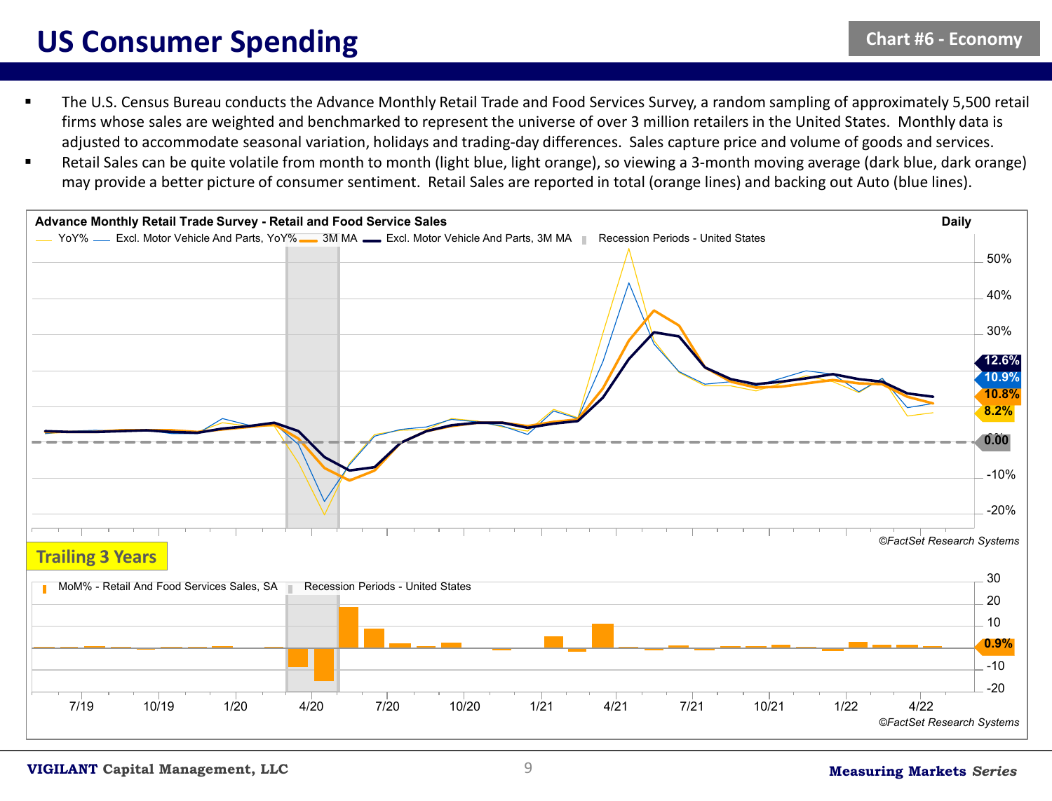# US Consumer Spending

Chart #6 - Economy

- The U.S. Census Bureau conducts the Advance Monthly Retail Trade and Food Services Survey, a random sampling of approximately 5,500 retail firms whose sales are weighted and benchmarked to represent the universe of over 3 million retailers in the United States. Monthly data is adjusted to accommodate seasonal variation, holidays and trading-day differences. Sales capture price and volume of goods and services.
- Retail Sales can be quite volatile from month to month (light blue, light orange), so viewing a 3-month moving average (dark blue, dark orange) may provide a better picture of consumer sentiment. Retail Sales are reported in total (orange lines) and backing out Auto (blue lines).

**Advance Monthly Retail Trade Survey - Retail and Food Service Sales** — Daily

YoY% — Excl. Motor Vehicle And Parts, YoY% — 3M MA — Excl. Motor Vehicle And Parts, 3M MA — Recession Periods - United States

Latest values: 12.6%, 10.9%, 10.8%, 8.2%, 0.00

©FactSet Research Systems

**Trailing 3 Years**

MoM% - Retail And Food Services Sales, SA — Recession Periods - United States

Latest value: 0.9%

7/19, 10/19, 1/20, 4/20, 7/20, 10/20, 1/21, 4/21, 7/21, 10/21, 1/22, 4/22

©FactSet Research Systems

**VIGILANT** Capital Management, LLC

**Measuring Markets** ***Series***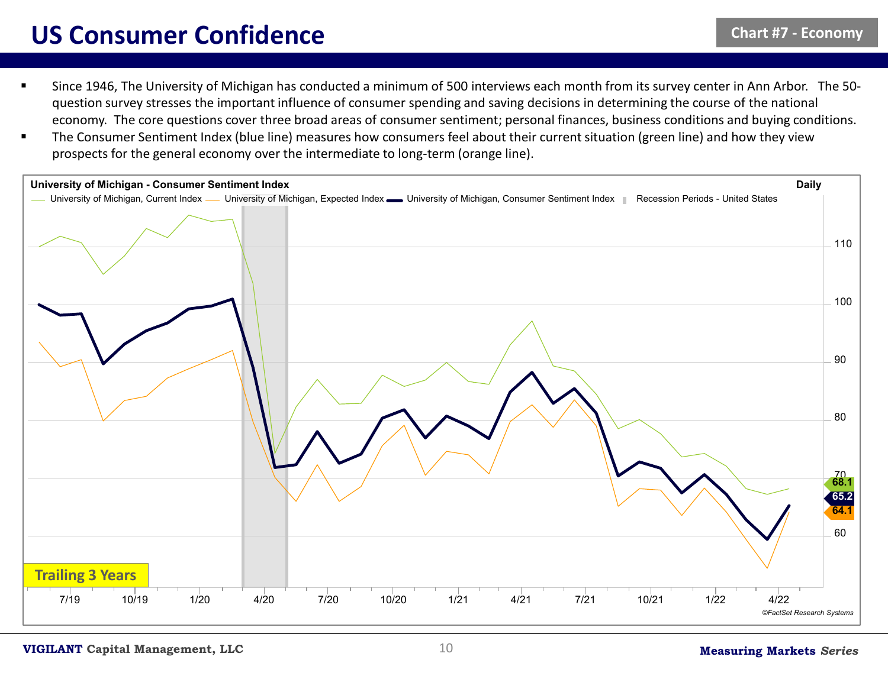# US Consumer Confidence

Chart #7 - Economy

- Since 1946, The University of Michigan has conducted a minimum of 500 interviews each month from its survey center in Ann Arbor. The 50-question survey stresses the important influence of consumer spending and saving decisions in determining the course of the national economy. The core questions cover three broad areas of consumer sentiment; personal finances, business conditions and buying conditions.
- The Consumer Sentiment Index (blue line) measures how consumers feel about their current situation (green line) and how they view prospects for the general economy over the intermediate to long-term (orange line).

**University of Michigan - Consumer Sentiment Index** — Daily

University of Michigan, Current Index — University of Michigan, Expected Index — University of Michigan, Consumer Sentiment Index — Recession Periods - United States

Latest values: Current Index 68.1; Consumer Sentiment Index 65.2; Expected Index 64.1

Trailing 3 Years

©FactSet Research Systems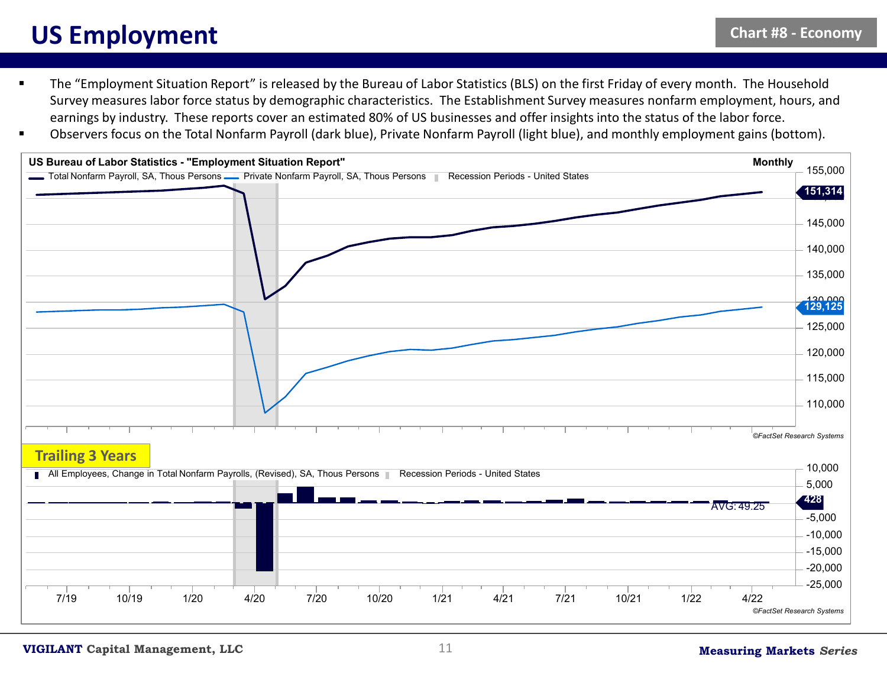# US Employment

Chart #8 - Economy

- The "Employment Situation Report" is released by the Bureau of Labor Statistics (BLS) on the first Friday of every month. The Household Survey measures labor force status by demographic characteristics. The Establishment Survey measures nonfarm employment, hours, and earnings by industry. These reports cover an estimated 80% of US businesses and offer insights into the status of the labor force.
- Observers focus on the Total Nonfarm Payroll (dark blue), Private Nonfarm Payroll (light blue), and monthly employment gains (bottom).

US Bureau of Labor Statistics - "Employment Situation Report"

Monthly

Total Nonfarm Payroll, SA, Thous Persons — Private Nonfarm Payroll, SA, Thous Persons — Recession Periods - United States

151,314

129,125

©FactSet Research Systems

**Trailing 3 Years**

All Employees, Change in Total Nonfarm Payrolls, (Revised), SA, Thous Persons — Recession Periods - United States

428

AVG: 49.25

7/19 10/19 1/20 4/20 7/20 10/20 1/21 4/21 7/21 10/21 1/22 4/22

©FactSet Research Systems

**VIGILANT** Capital Management, LLC

**Measuring Markets** ***Series***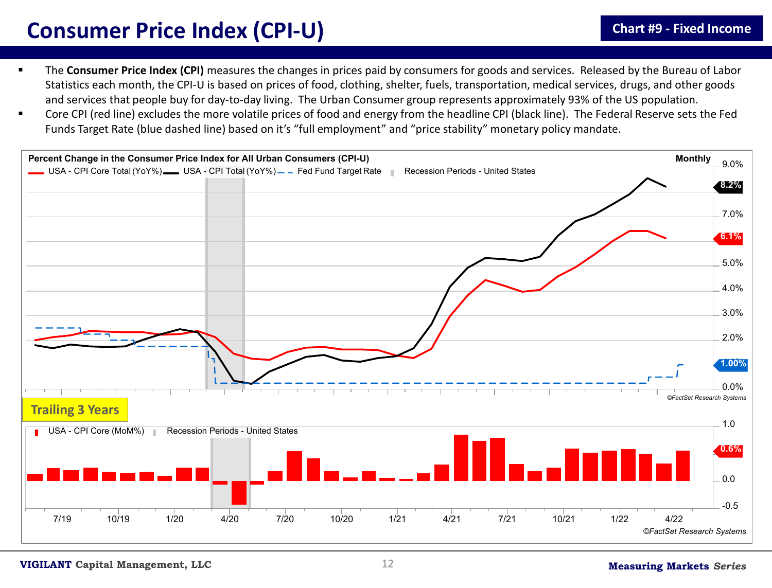# Consumer Price Index (CPI-U)

**Chart #9 - Fixed Income**

- The **Consumer Price Index (CPI)** measures the changes in prices paid by consumers for goods and services. Released by the Bureau of Labor Statistics each month, the CPI-U is based on prices of food, clothing, shelter, fuels, transportation, medical services, drugs, and other goods and services that people buy for day-to-day living. The Urban Consumer group represents approximately 93% of the US population.
- Core CPI (red line) excludes the more volatile prices of food and energy from the headline CPI (black line). The Federal Reserve sets the Fed Funds Target Rate (blue dashed line) based on it's "full employment" and "price stability" monetary policy mandate.

**Percent Change in the Consumer Price Index for All Urban Consumers (CPI-U)** — Monthly

USA - CPI Core Total (YoY%) | USA - CPI Total (YoY%) | Fed Fund Target Rate | Recession Periods - United States

8.2% | 6.1% | 1.00%

©FactSet Research Systems

**Trailing 3 Years**

USA - CPI Core (MoM%) | Recession Periods - United States

0.6%

©FactSet Research Systems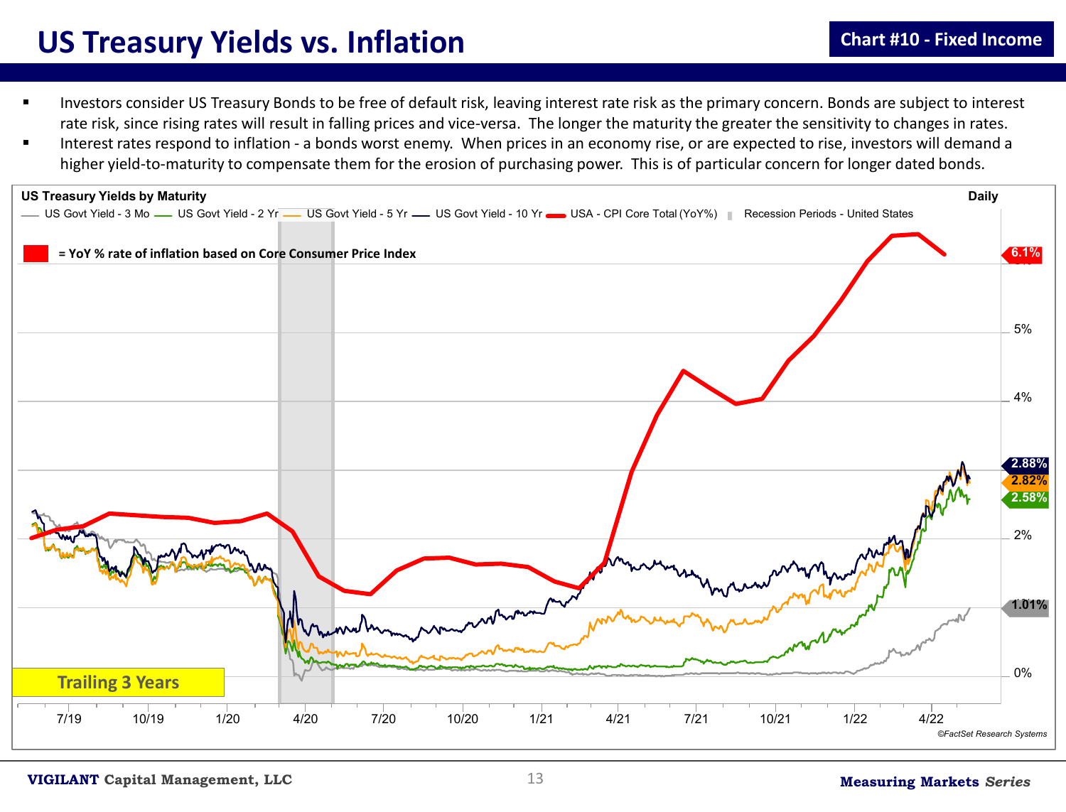# US Treasury Yields vs. Inflation

**Chart #10 - Fixed Income**

- Investors consider US Treasury Bonds to be free of default risk, leaving interest rate risk as the primary concern. Bonds are subject to interest rate risk, since rising rates will result in falling prices and vice-versa. The longer the maturity the greater the sensitivity to changes in rates.
- Interest rates respond to inflation - a bonds worst enemy. When prices in an economy rise, or are expected to rise, investors will demand a higher yield-to-maturity to compensate them for the erosion of purchasing power. This is of particular concern for longer dated bonds.

**US Treasury Yields by Maturity** — Daily

US Govt Yield - 3 Mo; US Govt Yield - 2 Yr; US Govt Yield - 5 Yr; US Govt Yield - 10 Yr; USA - CPI Core Total (YoY%); Recession Periods - United States

**= YoY % rate of inflation based on Core Consumer Price Index**

6.1% | 2.88% | 2.82% | 2.58% | 1.01%

Trailing 3 Years

©FactSet Research Systems

**VIGILANT** Capital Management, LLC

**Measuring Markets** ***Series***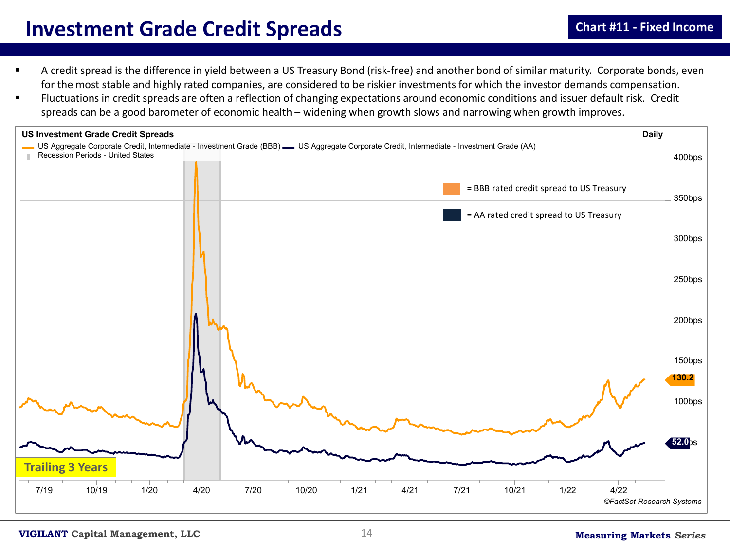# Investment Grade Credit Spreads

**Chart #11 - Fixed Income**

- A credit spread is the difference in yield between a US Treasury Bond (risk-free) and another bond of similar maturity. Corporate bonds, even for the most stable and highly rated companies, are considered to be riskier investments for which the investor demands compensation.
- Fluctuations in credit spreads are often a reflection of changing expectations around economic conditions and issuer default risk. Credit spreads can be a good barometer of economic health – widening when growth slows and narrowing when growth improves.

**US Investment Grade Credit Spreads** — Daily

US Aggregate Corporate Credit, Intermediate - Investment Grade (BBB) — US Aggregate Corporate Credit, Intermediate - Investment Grade (AA)

Recession Periods - United States

= BBB rated credit spread to US Treasury

= AA rated credit spread to US Treasury

130.2

52.0bps

400bps, 350bps, 300bps, 250bps, 200bps, 150bps, 100bps

7/19, 10/19, 1/20, 4/20, 7/20, 10/20, 1/21, 4/21, 7/21, 10/21, 1/22, 4/22

Trailing 3 Years

©FactSet Research Systems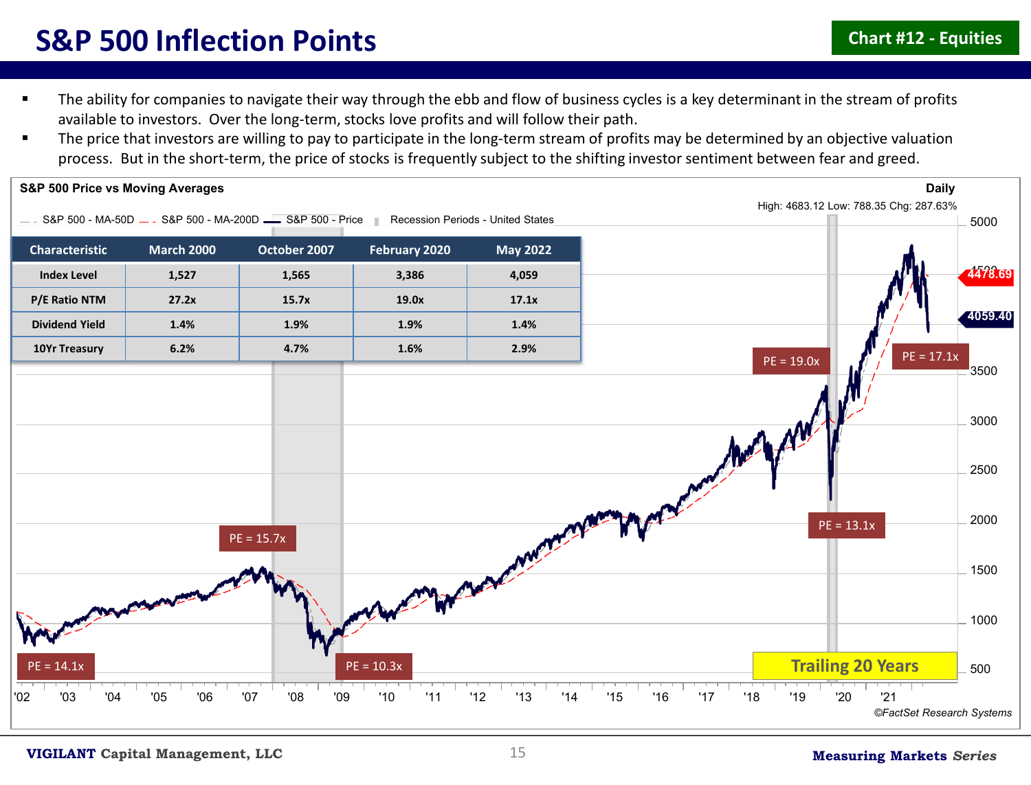# S&P 500 Inflection Points

Chart #12 - Equities

- The ability for companies to navigate their way through the ebb and flow of business cycles is a key determinant in the stream of profits available to investors. Over the long-term, stocks love profits and will follow their path.
- The price that investors are willing to pay to participate in the long-term stream of profits may be determined by an objective valuation process. But in the short-term, the price of stocks is frequently subject to the shifting investor sentiment between fear and greed.

**S&P 500 Price vs Moving Averages** — Daily

High: 4683.12 Low: 788.35 Chg: 287.63%

S&P 500 - MA-50D, S&P 500 - MA-200D, S&P 500 - Price, Recession Periods - United States

| Characteristic | March 2000 | October 2007 | February 2020 | May 2022 |
|---|---|---|---|---|
| Index Level | 1,527 | 1,565 | 3,386 | 4,059 |
| P/E Ratio NTM | 27.2x | 15.7x | 19.0x | 17.1x |
| Dividend Yield | 1.4% | 1.9% | 1.9% | 1.4% |
| 10Yr Treasury | 6.2% | 4.7% | 1.6% | 2.9% |

PE = 14.1x, PE = 15.7x, PE = 10.3x, PE = 19.0x, PE = 13.1x, PE = 17.1x

4478.69, 4059.40

Trailing 20 Years

©FactSet Research Systems

VIGILANT Capital Management, LLC — Measuring Markets *Series*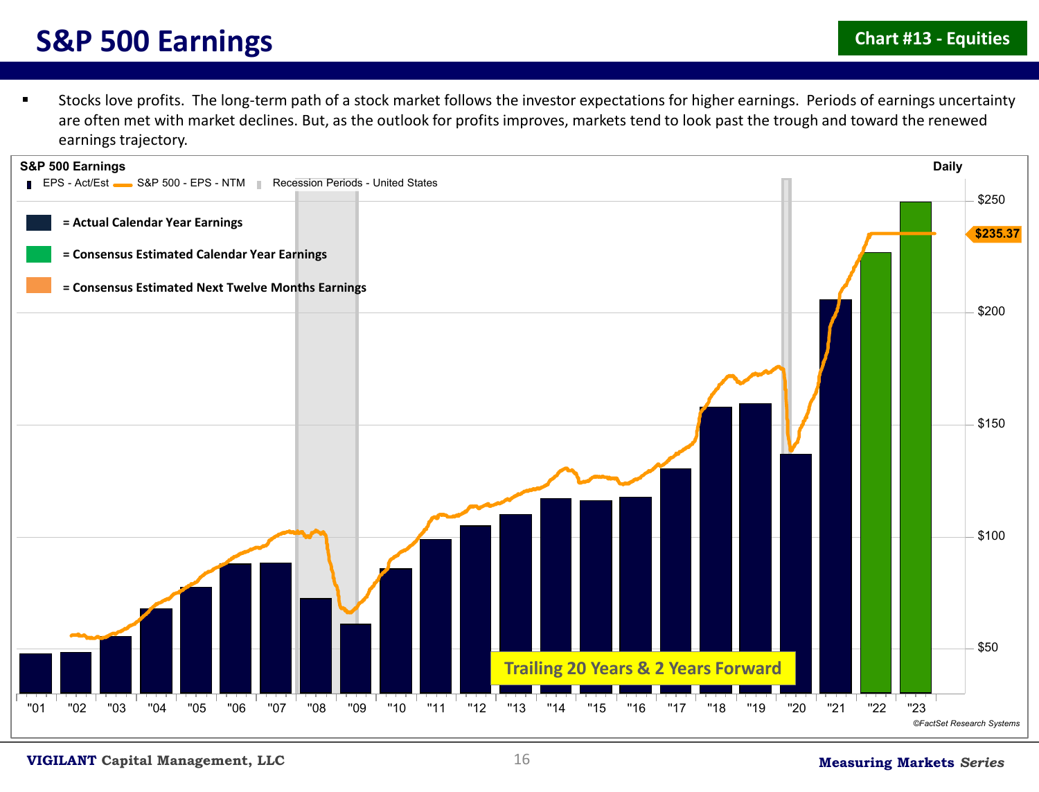# S&P 500 Earnings

**Chart #13 - Equities**

- Stocks love profits. The long-term path of a stock market follows the investor expectations for higher earnings. Periods of earnings uncertainty are often met with market declines. But, as the outlook for profits improves, markets tend to look past the trough and toward the renewed earnings trajectory.

**S&P 500 Earnings** — Daily

EPS - Act/Est | S&P 500 - EPS - NTM | Recession Periods - United States

- = Actual Calendar Year Earnings
- = Consensus Estimated Calendar Year Earnings
- = Consensus Estimated Next Twelve Months Earnings

$235.37

Trailing 20 Years & 2 Years Forward

"01 "02 "03 "04 "05 "06 "07 "08 "09 "10 "11 "12 "13 "14 "15 "16 "17 "18 "19 "20 "21 "22 "23

$50 $100 $150 $200 $250

©FactSet Research Systems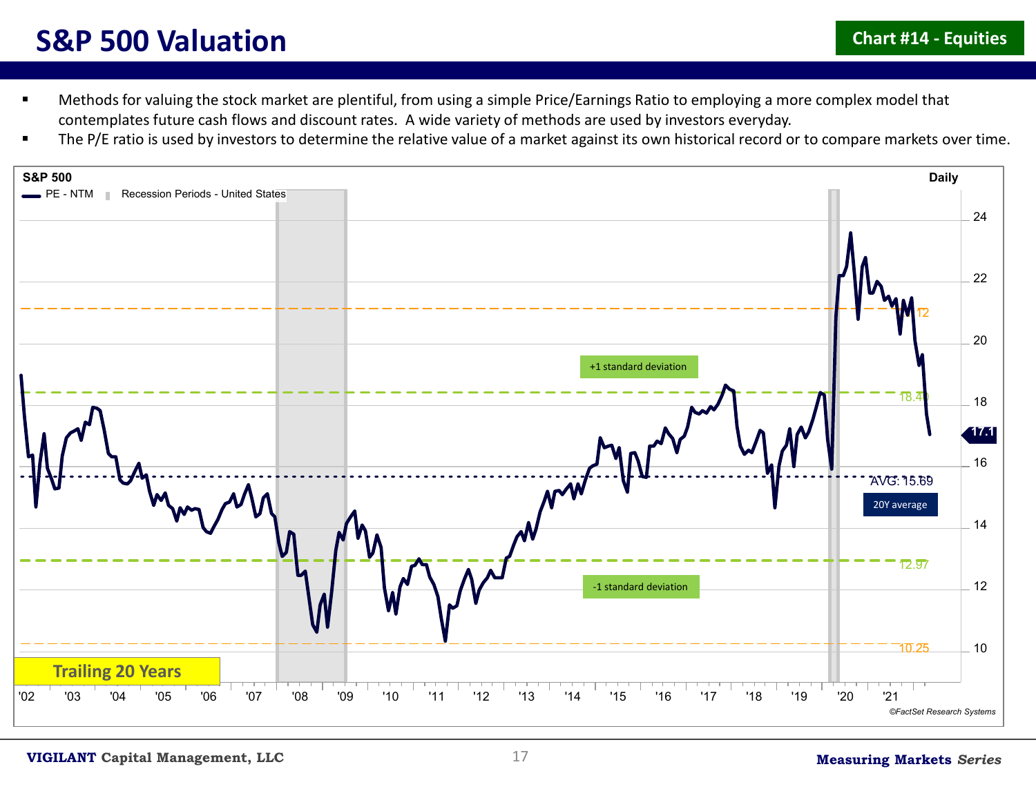# S&P 500 Valuation

**Chart #14 - Equities**

- Methods for valuing the stock market are plentiful, from using a simple Price/Earnings Ratio to employing a more complex model that contemplates future cash flows and discount rates. A wide variety of methods are used by investors everyday.
- The P/E ratio is used by investors to determine the relative value of a market against its own historical record or to compare markets over time.

S&P 500 — Daily

PE - NTM | Recession Periods - United States

+1 standard deviation: 18.40

AVG: 15.69 (20Y average)

-1 standard deviation: 12.97

21.12 | 10.25 | 17.1

**Trailing 20 Years**

©FactSet Research Systems

**VIGILANT** Capital Management, LLC

**Measuring Markets** ***Series***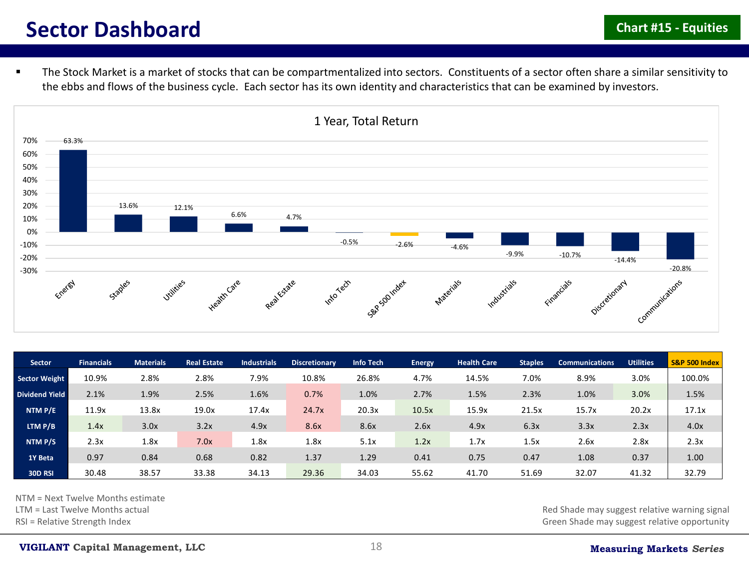# Sector Dashboard

**Chart #15 - Equities**

- The Stock Market is a market of stocks that can be compartmentalized into sectors. Constituents of a sector often share a similar sensitivity to the ebbs and flows of the business cycle. Each sector has its own identity and characteristics that can be examined by investors.

**1 Year, Total Return**

| Sector | 1 Year, Total Return |
|---|---|
| Energy | 63.3% |
| Staples | 13.6% |
| Utilities | 12.1% |
| Health Care | 6.6% |
| Real Estate | 4.7% |
| Info Tech | -0.5% |
| S&P 500 Index | -2.6% |
| Materials | -4.6% |
| Industrials | -9.9% |
| Financials | -10.7% |
| Discretionary | -14.4% |
| Communications | -20.8% |

| Sector | Financials | Materials | Real Estate | Industrials | Discretionary | Info Tech | Energy | Health Care | Staples | Communications | Utilities | S&P 500 Index |
|---|---|---|---|---|---|---|---|---|---|---|---|---|
| Sector Weight | 10.9% | 2.8% | 2.8% | 7.9% | 10.8% | 26.8% | 4.7% | 14.5% | 7.0% | 8.9% | 3.0% | 100.0% |
| Dividend Yield | 2.1% | 1.9% | 2.5% | 1.6% | 0.7% | 1.0% | 2.7% | 1.5% | 2.3% | 1.0% | 3.0% | 1.5% |
| NTM P/E | 11.9x | 13.8x | 19.0x | 17.4x | 24.7x | 20.3x | 10.5x | 15.9x | 21.5x | 15.7x | 20.2x | 17.1x |
| LTM P/B | 1.4x | 3.0x | 3.2x | 4.9x | 8.6x | 8.6x | 2.6x | 4.9x | 6.3x | 3.3x | 2.3x | 4.0x |
| NTM P/S | 2.3x | 1.8x | 7.0x | 1.8x | 1.8x | 5.1x | 1.2x | 1.7x | 1.5x | 2.6x | 2.8x | 2.3x |
| 1Y Beta | 0.97 | 0.84 | 0.68 | 0.82 | 1.37 | 1.29 | 0.41 | 0.75 | 0.47 | 1.08 | 0.37 | 1.00 |
| 30D RSI | 30.48 | 38.57 | 33.38 | 34.13 | 29.36 | 34.03 | 55.62 | 41.70 | 51.69 | 32.07 | 41.32 | 32.79 |

NTM = Next Twelve Months estimate
LTM = Last Twelve Months actual
RSI = Relative Strength Index

Red Shade may suggest relative warning signal
Green Shade may suggest relative opportunity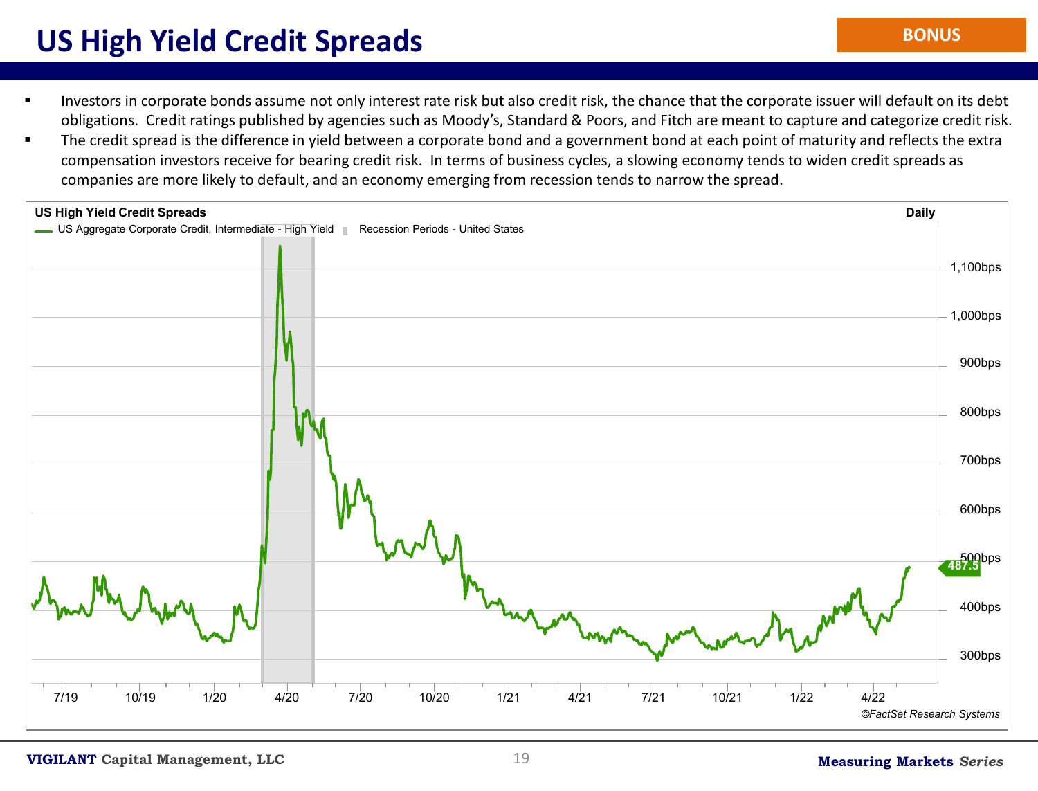# US High Yield Credit Spreads

**BONUS**

- Investors in corporate bonds assume not only interest rate risk but also credit risk, the chance that the corporate issuer will default on its debt obligations. Credit ratings published by agencies such as Moody's, Standard & Poors, and Fitch are meant to capture and categorize credit risk.
- The credit spread is the difference in yield between a corporate bond and a government bond at each point of maturity and reflects the extra compensation investors receive for bearing credit risk. In terms of business cycles, a slowing economy tends to widen credit spreads as companies are more likely to default, and an economy emerging from recession tends to narrow the spread.

**US High Yield Credit Spreads** — Daily

US Aggregate Corporate Credit, Intermediate - High Yield | Recession Periods - United States

Latest value: 487.5

Y-axis: 300bps, 400bps, 500bps, 600bps, 700bps, 800bps, 900bps, 1,000bps, 1,100bps

X-axis: 7/19, 10/19, 1/20, 4/20, 7/20, 10/20, 1/21, 4/21, 7/21, 10/21, 1/22, 4/22

©FactSet Research Systems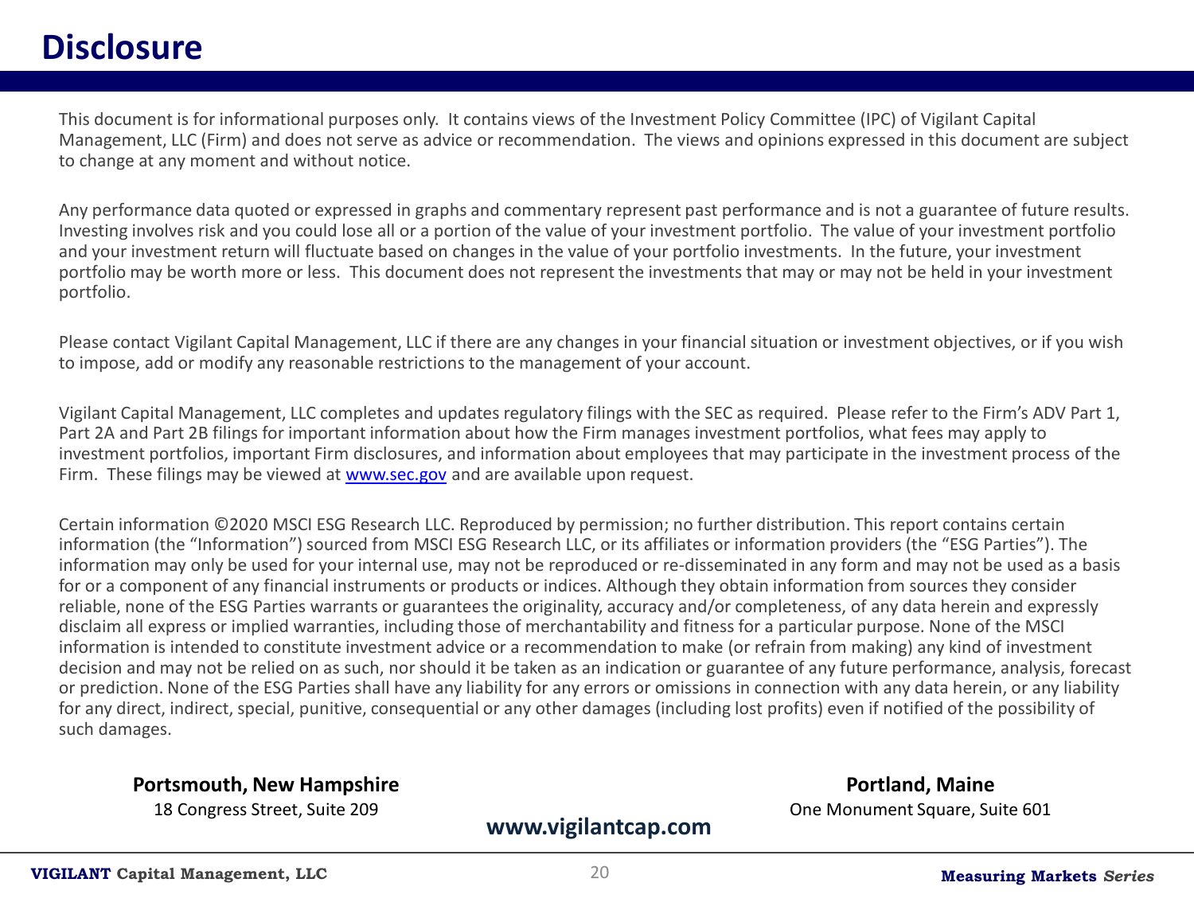# Disclosure

This document is for informational purposes only. It contains views of the Investment Policy Committee (IPC) of Vigilant Capital Management, LLC (Firm) and does not serve as advice or recommendation. The views and opinions expressed in this document are subject to change at any moment and without notice.

Any performance data quoted or expressed in graphs and commentary represent past performance and is not a guarantee of future results. Investing involves risk and you could lose all or a portion of the value of your investment portfolio. The value of your investment portfolio and your investment return will fluctuate based on changes in the value of your portfolio investments. In the future, your investment portfolio may be worth more or less. This document does not represent the investments that may or may not be held in your investment portfolio.

Please contact Vigilant Capital Management, LLC if there are any changes in your financial situation or investment objectives, or if you wish to impose, add or modify any reasonable restrictions to the management of your account.

Vigilant Capital Management, LLC completes and updates regulatory filings with the SEC as required. Please refer to the Firm's ADV Part 1, Part 2A and Part 2B filings for important information about how the Firm manages investment portfolios, what fees may apply to investment portfolios, important Firm disclosures, and information about employees that may participate in the investment process of the Firm. These filings may be viewed at www.sec.gov and are available upon request.

Certain information ©2020 MSCI ESG Research LLC. Reproduced by permission; no further distribution. This report contains certain information (the "Information") sourced from MSCI ESG Research LLC, or its affiliates or information providers (the "ESG Parties"). The information may only be used for your internal use, may not be reproduced or re-disseminated in any form and may not be used as a basis for or a component of any financial instruments or products or indices. Although they obtain information from sources they consider reliable, none of the ESG Parties warrants or guarantees the originality, accuracy and/or completeness, of any data herein and expressly disclaim all express or implied warranties, including those of merchantability and fitness for a particular purpose. None of the MSCI information is intended to constitute investment advice or a recommendation to make (or refrain from making) any kind of investment decision and may not be relied on as such, nor should it be taken as an indication or guarantee of any future performance, analysis, forecast or prediction. None of the ESG Parties shall have any liability for any errors or omissions in connection with any data herein, or any liability for any direct, indirect, special, punitive, consequential or any other damages (including lost profits) even if notified of the possibility of such damages.

**Portsmouth, New Hampshire**
18 Congress Street, Suite 209

**www.vigilantcap.com**

**Portland, Maine**
One Monument Square, Suite 601